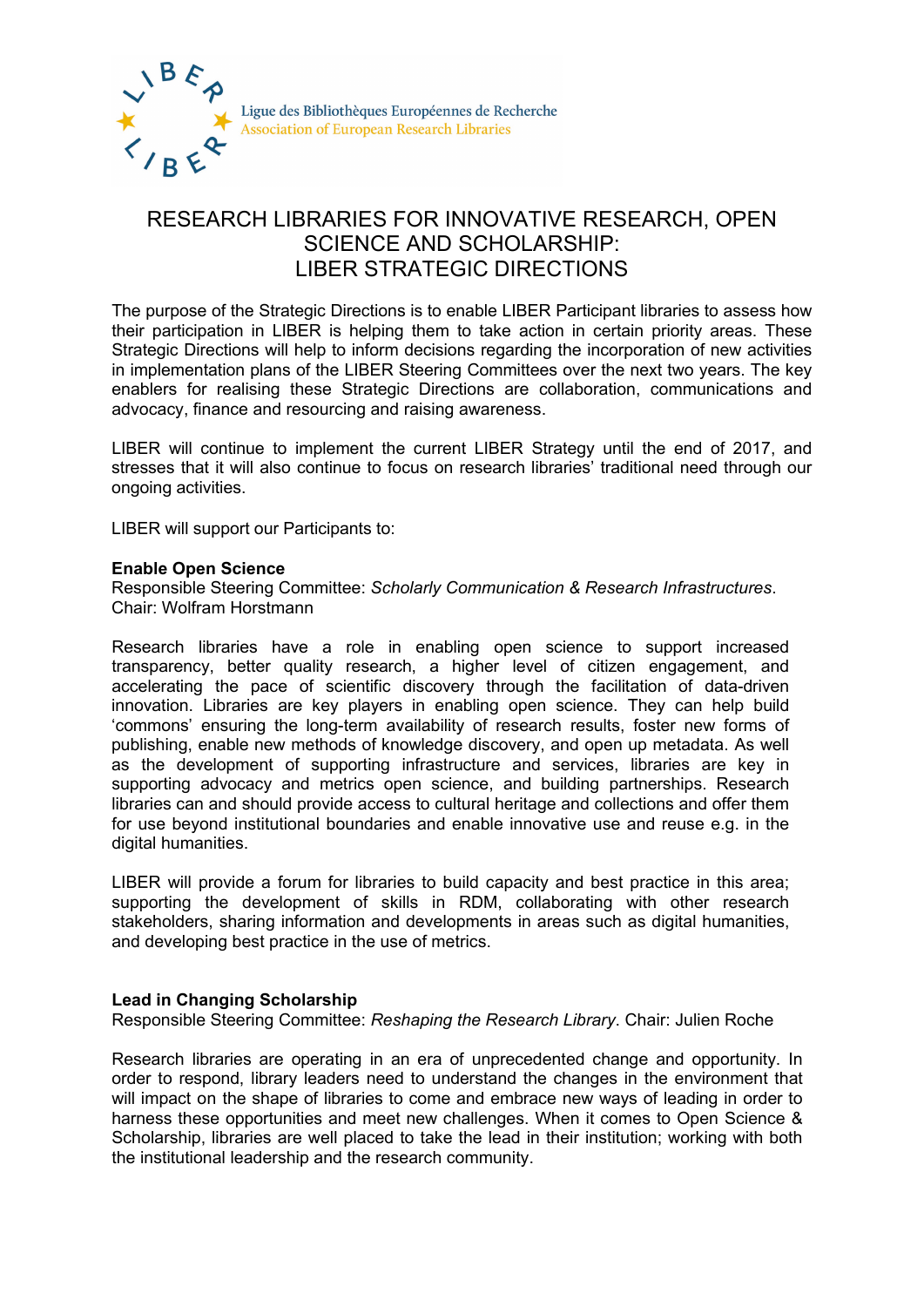Ligue des Bibliothèques Européennes de Recherche
Association of European Research Libraries

# RESEARCH LIBRARIES FOR INNOVATIVE RESEARCH, OPEN SCIENCE AND SCHOLARSHIP: LIBER STRATEGIC DIRECTIONS

The purpose of the Strategic Directions is to enable LIBER Participant libraries to assess how their participation in LIBER is helping them to take action in certain priority areas. These Strategic Directions will help to inform decisions regarding the incorporation of new activities in implementation plans of the LIBER Steering Committees over the next two years. The key enablers for realising these Strategic Directions are collaboration, communications and advocacy, finance and resourcing and raising awareness.

LIBER will continue to implement the current LIBER Strategy until the end of 2017, and stresses that it will also continue to focus on research libraries' traditional need through our ongoing activities.

LIBER will support our Participants to:

**Enable Open Science**
Responsible Steering Committee: *Scholarly Communication & Research Infrastructures*. Chair: Wolfram Horstmann

Research libraries have a role in enabling open science to support increased transparency, better quality research, a higher level of citizen engagement, and accelerating the pace of scientific discovery through the facilitation of data-driven innovation. Libraries are key players in enabling open science. They can help build 'commons' ensuring the long-term availability of research results, foster new forms of publishing, enable new methods of knowledge discovery, and open up metadata. As well as the development of supporting infrastructure and services, libraries are key in supporting advocacy and metrics open science, and building partnerships. Research libraries can and should provide access to cultural heritage and collections and offer them for use beyond institutional boundaries and enable innovative use and reuse e.g. in the digital humanities.

LIBER will provide a forum for libraries to build capacity and best practice in this area; supporting the development of skills in RDM, collaborating with other research stakeholders, sharing information and developments in areas such as digital humanities, and developing best practice in the use of metrics.

**Lead in Changing Scholarship**
Responsible Steering Committee: *Reshaping the Research Library*. Chair: Julien Roche

Research libraries are operating in an era of unprecedented change and opportunity. In order to respond, library leaders need to understand the changes in the environment that will impact on the shape of libraries to come and embrace new ways of leading in order to harness these opportunities and meet new challenges. When it comes to Open Science & Scholarship, libraries are well placed to take the lead in their institution; working with both the institutional leadership and the research community.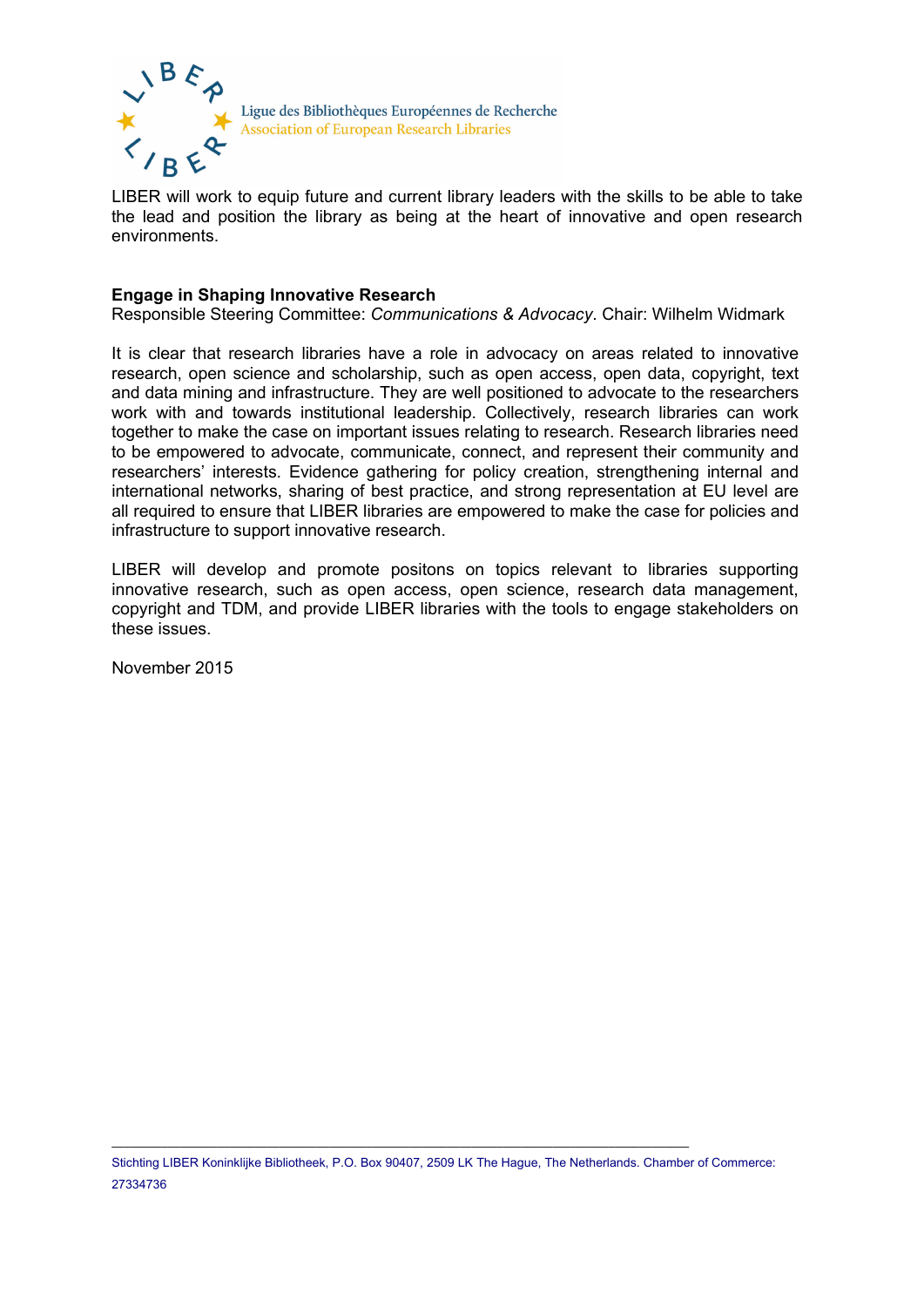LIBER will work to equip future and current library leaders with the skills to be able to take the lead and position the library as being at the heart of innovative and open research environments.

**Engage in Shaping Innovative Research**
Responsible Steering Committee: *Communications & Advocacy*. Chair: Wilhelm Widmark

It is clear that research libraries have a role in advocacy on areas related to innovative research, open science and scholarship, such as open access, open data, copyright, text and data mining and infrastructure. They are well positioned to advocate to the researchers work with and towards institutional leadership. Collectively, research libraries can work together to make the case on important issues relating to research. Research libraries need to be empowered to advocate, communicate, connect, and represent their community and researchers' interests. Evidence gathering for policy creation, strengthening internal and international networks, sharing of best practice, and strong representation at EU level are all required to ensure that LIBER libraries are empowered to make the case for policies and infrastructure to support innovative research.

LIBER will develop and promote positons on topics relevant to libraries supporting innovative research, such as open access, open science, research data management, copyright and TDM, and provide LIBER libraries with the tools to engage stakeholders on these issues.

November 2015